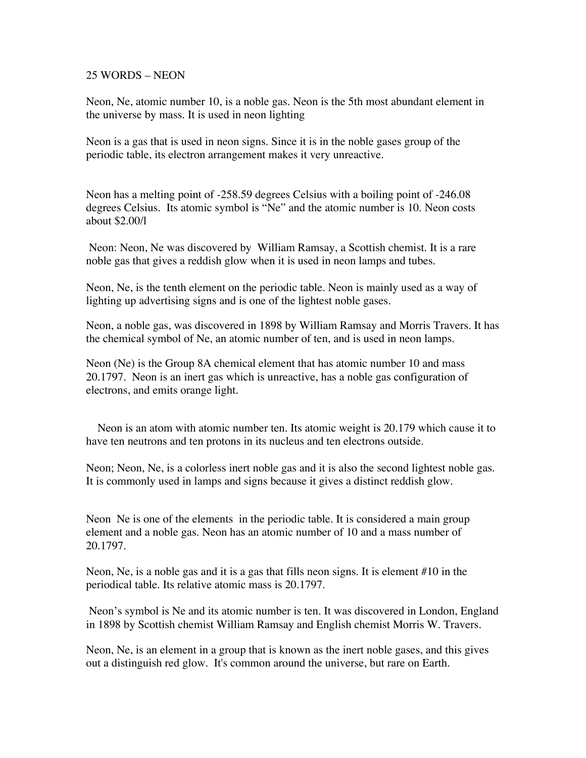25 WORDS – NEON

Neon, Ne, atomic number 10, is a noble gas. Neon is the 5th most abundant element in the universe by mass. It is used in neon lighting

Neon is a gas that is used in neon signs. Since it is in the noble gases group of the periodic table, its electron arrangement makes it very unreactive.

Neon has a melting point of -258.59 degrees Celsius with a boiling point of -246.08 degrees Celsius. Its atomic symbol is "Ne" and the atomic number is 10. Neon costs about $2.00/l

Neon: Neon, Ne was discovered by William Ramsay, a Scottish chemist. It is a rare noble gas that gives a reddish glow when it is used in neon lamps and tubes.

Neon, Ne, is the tenth element on the periodic table. Neon is mainly used as a way of lighting up advertising signs and is one of the lightest noble gases.

Neon, a noble gas, was discovered in 1898 by William Ramsay and Morris Travers. It has the chemical symbol of Ne, an atomic number of ten, and is used in neon lamps.

Neon (Ne) is the Group 8A chemical element that has atomic number 10 and mass 20.1797. Neon is an inert gas which is unreactive, has a noble gas configuration of electrons, and emits orange light.

Neon is an atom with atomic number ten. Its atomic weight is 20.179 which cause it to have ten neutrons and ten protons in its nucleus and ten electrons outside.

Neon; Neon, Ne, is a colorless inert noble gas and it is also the second lightest noble gas. It is commonly used in lamps and signs because it gives a distinct reddish glow.

Neon Ne is one of the elements in the periodic table. It is considered a main group element and a noble gas. Neon has an atomic number of 10 and a mass number of 20.1797.

Neon, Ne, is a noble gas and it is a gas that fills neon signs. It is element #10 in the periodical table. Its relative atomic mass is 20.1797.

Neon's symbol is Ne and its atomic number is ten. It was discovered in London, England in 1898 by Scottish chemist William Ramsay and English chemist Morris W. Travers.

Neon, Ne, is an element in a group that is known as the inert noble gases, and this gives out a distinguish red glow. It's common around the universe, but rare on Earth.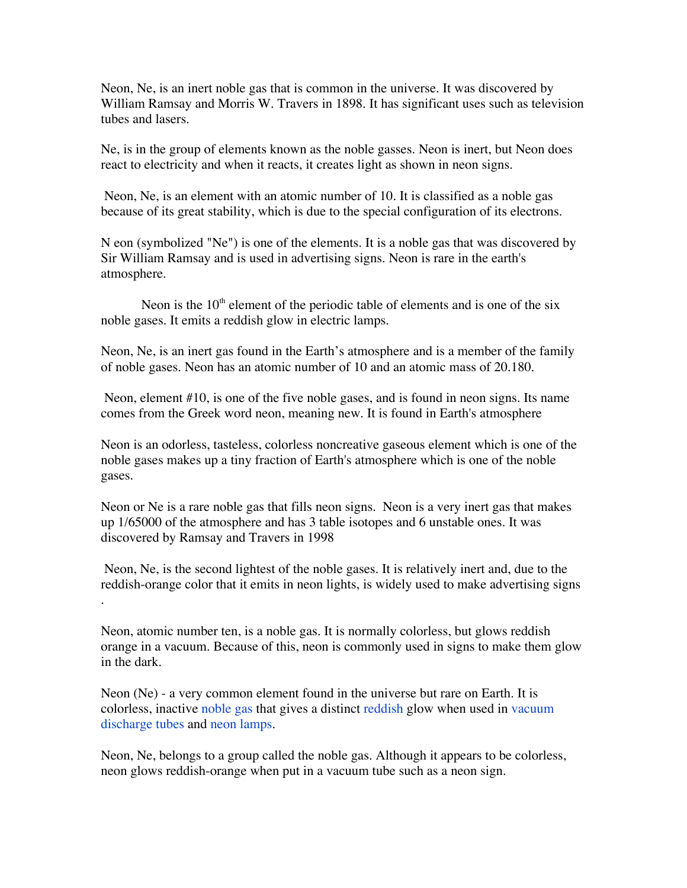Neon, Ne, is an inert noble gas that is common in the universe. It was discovered by William Ramsay and Morris W. Travers in 1898. It has significant uses such as television tubes and lasers.

Ne, is in the group of elements known as the noble gasses. Neon is inert, but Neon does react to electricity and when it reacts, it creates light as shown in neon signs.

Neon, Ne, is an element with an atomic number of 10. It is classified as a noble gas because of its great stability, which is due to the special configuration of its electrons.

N eon (symbolized "Ne") is one of the elements. It is a noble gas that was discovered by Sir William Ramsay and is used in advertising signs. Neon is rare in the earth's atmosphere.

Neon is the 10$^{th}$ element of the periodic table of elements and is one of the six noble gases. It emits a reddish glow in electric lamps.

Neon, Ne, is an inert gas found in the Earth's atmosphere and is a member of the family of noble gases. Neon has an atomic number of 10 and an atomic mass of 20.180.

Neon, element #10, is one of the five noble gases, and is found in neon signs. Its name comes from the Greek word neon, meaning new. It is found in Earth's atmosphere

Neon is an odorless, tasteless, colorless noncreative gaseous element which is one of the noble gases makes up a tiny fraction of Earth's atmosphere which is one of the noble gases.

Neon or Ne is a rare noble gas that fills neon signs. Neon is a very inert gas that makes up 1/65000 of the atmosphere and has 3 table isotopes and 6 unstable ones. It was discovered by Ramsay and Travers in 1998

Neon, Ne, is the second lightest of the noble gases. It is relatively inert and, due to the reddish-orange color that it emits in neon lights, is widely used to make advertising signs .

Neon, atomic number ten, is a noble gas. It is normally colorless, but glows reddish orange in a vacuum. Because of this, neon is commonly used in signs to make them glow in the dark.

Neon (Ne) - a very common element found in the universe but rare on Earth. It is colorless, inactive noble gas that gives a distinct reddish glow when used in vacuum discharge tubes and neon lamps.

Neon, Ne, belongs to a group called the noble gas. Although it appears to be colorless, neon glows reddish-orange when put in a vacuum tube such as a neon sign.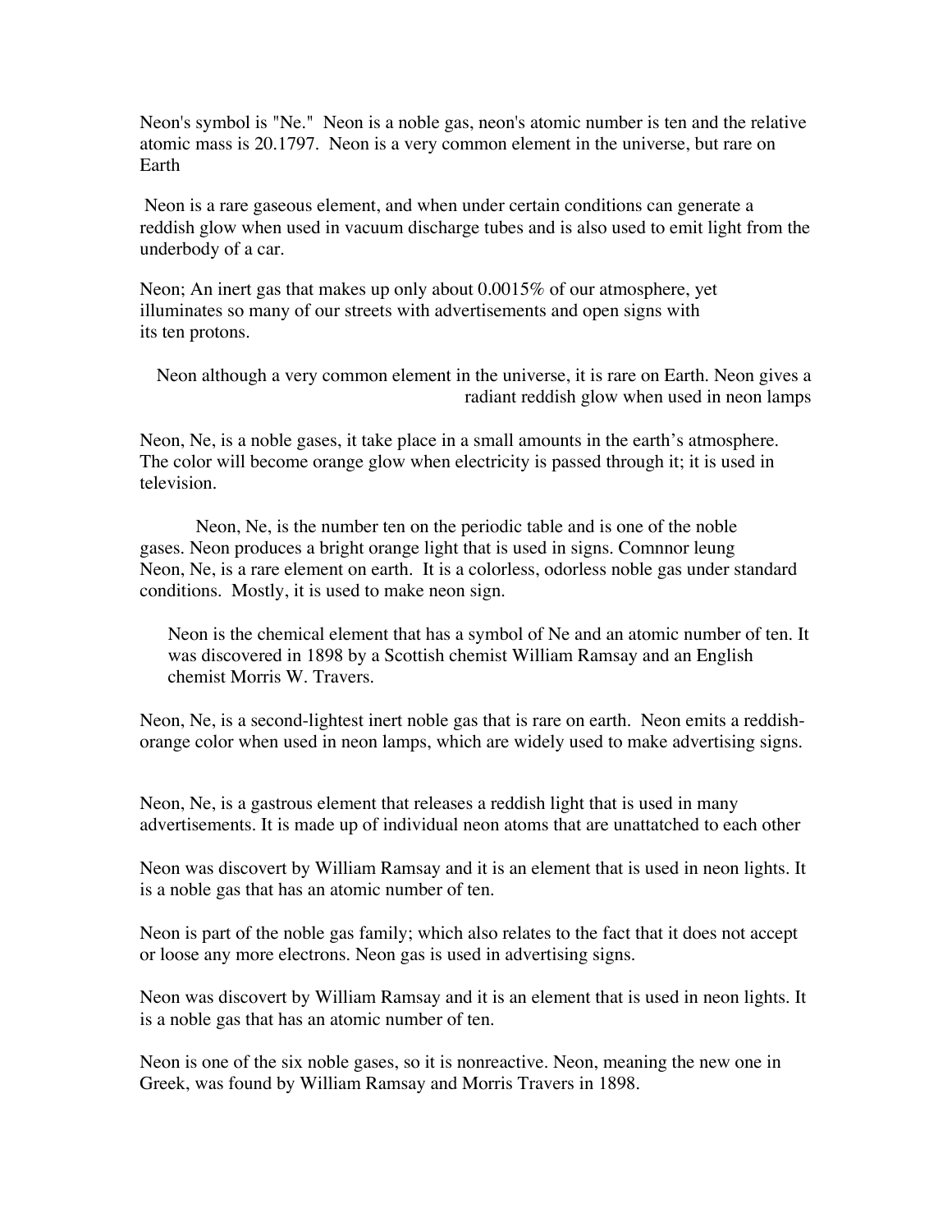Neon's symbol is "Ne." Neon is a noble gas, neon's atomic number is ten and the relative atomic mass is 20.1797. Neon is a very common element in the universe, but rare on Earth

Neon is a rare gaseous element, and when under certain conditions can generate a reddish glow when used in vacuum discharge tubes and is also used to emit light from the underbody of a car.

Neon; An inert gas that makes up only about 0.0015% of our atmosphere, yet illuminates so many of our streets with advertisements and open signs with its ten protons.

Neon although a very common element in the universe, it is rare on Earth. Neon gives a radiant reddish glow when used in neon lamps

Neon, Ne, is a noble gases, it take place in a small amounts in the earth's atmosphere. The color will become orange glow when electricity is passed through it; it is used in television.

Neon, Ne, is the number ten on the periodic table and is one of the noble gases. Neon produces a bright orange light that is used in signs. Comnnor leung

Neon, Ne, is a rare element on earth. It is a colorless, odorless noble gas under standard conditions. Mostly, it is used to make neon sign.

Neon is the chemical element that has a symbol of Ne and an atomic number of ten. It was discovered in 1898 by a Scottish chemist William Ramsay and an English chemist Morris W. Travers.

Neon, Ne, is a second-lightest inert noble gas that is rare on earth. Neon emits a reddish-orange color when used in neon lamps, which are widely used to make advertising signs.

Neon, Ne, is a gastrous element that releases a reddish light that is used in many advertisements. It is made up of individual neon atoms that are unattatched to each other

Neon was discovert by William Ramsay and it is an element that is used in neon lights. It is a noble gas that has an atomic number of ten.

Neon is part of the noble gas family; which also relates to the fact that it does not accept or loose any more electrons. Neon gas is used in advertising signs.

Neon was discovert by William Ramsay and it is an element that is used in neon lights. It is a noble gas that has an atomic number of ten.

Neon is one of the six noble gases, so it is nonreactive. Neon, meaning the new one in Greek, was found by William Ramsay and Morris Travers in 1898.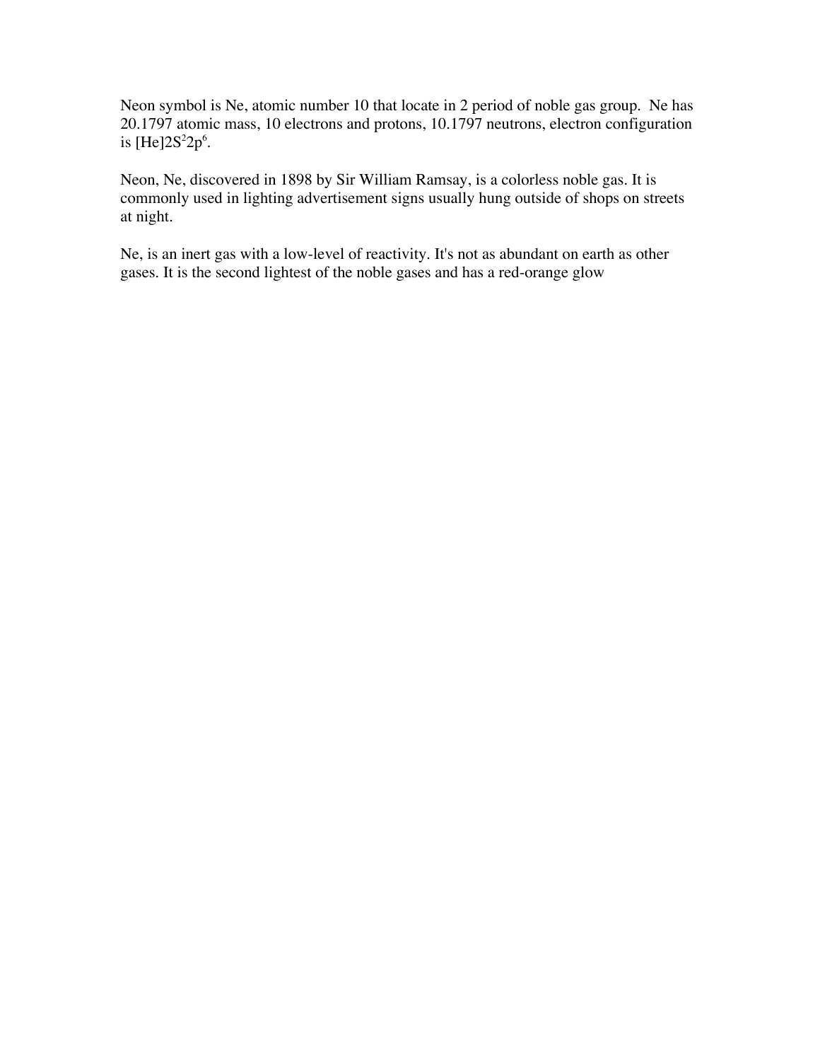Neon symbol is Ne, atomic number 10 that locate in 2 period of noble gas group. Ne has 20.1797 atomic mass, 10 electrons and protons, 10.1797 neutrons, electron configuration is $[He]2S^2 2p^6$.

Neon, Ne, discovered in 1898 by Sir William Ramsay, is a colorless noble gas. It is commonly used in lighting advertisement signs usually hung outside of shops on streets at night.

Ne, is an inert gas with a low-level of reactivity. It's not as abundant on earth as other gases. It is the second lightest of the noble gases and has a red-orange glow